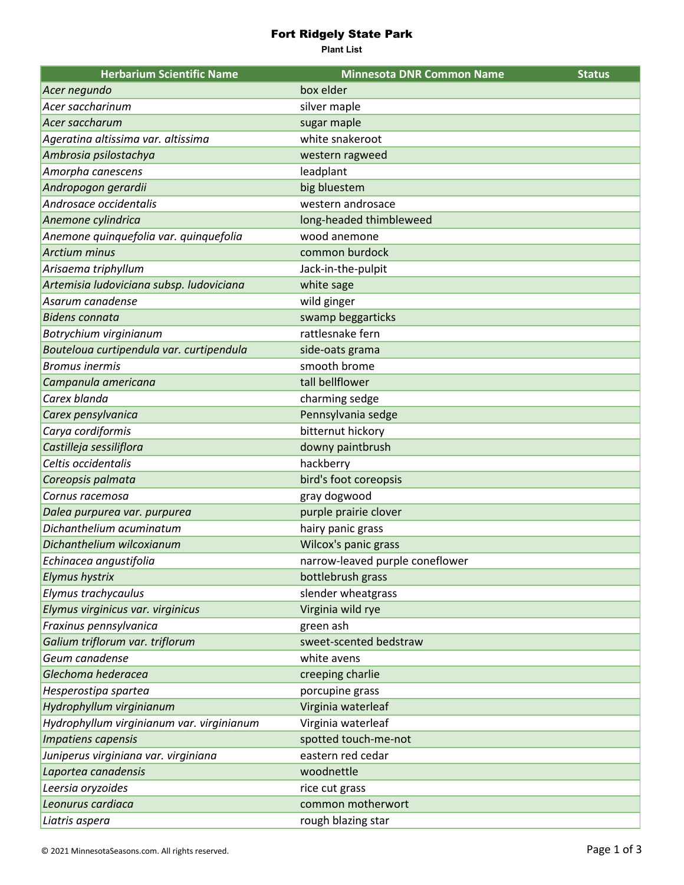# Fort Ridgely State Park

**Plant List**

| Herbarium Scientific Name | Minnesota DNR Common Name | Status |
|---|---|---|
| *Acer negundo* | box elder | |
| *Acer saccharinum* | silver maple | |
| *Acer saccharum* | sugar maple | |
| *Ageratina altissima var. altissima* | white snakeroot | |
| *Ambrosia psilostachya* | western ragweed | |
| *Amorpha canescens* | leadplant | |
| *Andropogon gerardii* | big bluestem | |
| *Androsace occidentalis* | western androsace | |
| *Anemone cylindrica* | long-headed thimbleweed | |
| *Anemone quinquefolia var. quinquefolia* | wood anemone | |
| *Arctium minus* | common burdock | |
| *Arisaema triphyllum* | Jack-in-the-pulpit | |
| *Artemisia ludoviciana subsp. ludoviciana* | white sage | |
| *Asarum canadense* | wild ginger | |
| *Bidens connata* | swamp beggarticks | |
| *Botrychium virginianum* | rattlesnake fern | |
| *Bouteloua curtipendula var. curtipendula* | side-oats grama | |
| *Bromus inermis* | smooth brome | |
| *Campanula americana* | tall bellflower | |
| *Carex blanda* | charming sedge | |
| *Carex pensylvanica* | Pennsylvania sedge | |
| *Carya cordiformis* | bitternut hickory | |
| *Castilleja sessiliflora* | downy paintbrush | |
| *Celtis occidentalis* | hackberry | |
| *Coreopsis palmata* | bird's foot coreopsis | |
| *Cornus racemosa* | gray dogwood | |
| *Dalea purpurea var. purpurea* | purple prairie clover | |
| *Dichanthelium acuminatum* | hairy panic grass | |
| *Dichanthelium wilcoxianum* | Wilcox's panic grass | |
| *Echinacea angustifolia* | narrow-leaved purple coneflower | |
| *Elymus hystrix* | bottlebrush grass | |
| *Elymus trachycaulus* | slender wheatgrass | |
| *Elymus virginicus var. virginicus* | Virginia wild rye | |
| *Fraxinus pennsylvanica* | green ash | |
| *Galium triflorum var. triflorum* | sweet-scented bedstraw | |
| *Geum canadense* | white avens | |
| *Glechoma hederacea* | creeping charlie | |
| *Hesperostipa spartea* | porcupine grass | |
| *Hydrophyllum virginianum* | Virginia waterleaf | |
| *Hydrophyllum virginianum var. virginianum* | Virginia waterleaf | |
| *Impatiens capensis* | spotted touch-me-not | |
| *Juniperus virginiana var. virginiana* | eastern red cedar | |
| *Laportea canadensis* | woodnettle | |
| *Leersia oryzoides* | rice cut grass | |
| *Leonurus cardiaca* | common motherwort | |
| *Liatris aspera* | rough blazing star | |

© 2021 MinnesotaSeasons.com. All rights reserved.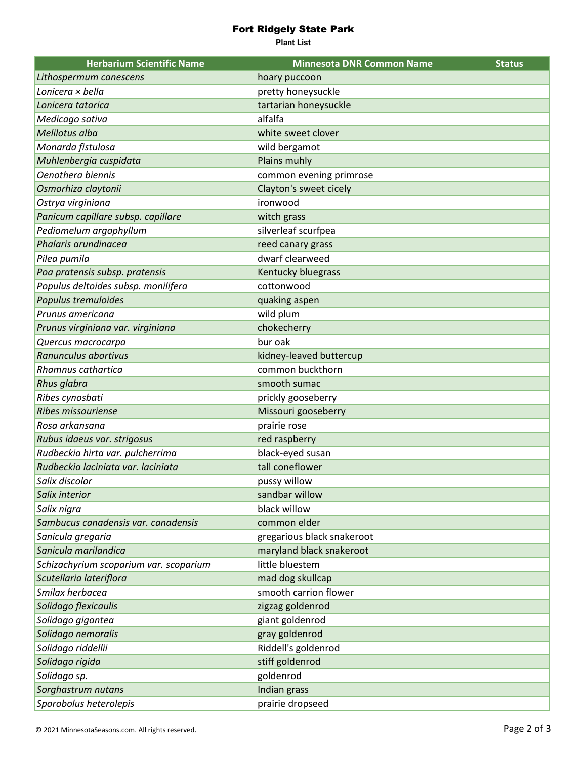# Fort Ridgely State Park

**Plant List**

| Herbarium Scientific Name | Minnesota DNR Common Name | Status |
| --- | --- | --- |
| *Lithospermum canescens* | hoary puccoon | |
| *Lonicera × bella* | pretty honeysuckle | |
| *Lonicera tatarica* | tartarian honeysuckle | |
| *Medicago sativa* | alfalfa | |
| *Melilotus alba* | white sweet clover | |
| *Monarda fistulosa* | wild bergamot | |
| *Muhlenbergia cuspidata* | Plains muhly | |
| *Oenothera biennis* | common evening primrose | |
| *Osmorhiza claytonii* | Clayton's sweet cicely | |
| *Ostrya virginiana* | ironwood | |
| *Panicum capillare subsp. capillare* | witch grass | |
| *Pediomelum argophyllum* | silverleaf scurfpea | |
| *Phalaris arundinacea* | reed canary grass | |
| *Pilea pumila* | dwarf clearweed | |
| *Poa pratensis subsp. pratensis* | Kentucky bluegrass | |
| *Populus deltoides subsp. monilifera* | cottonwood | |
| *Populus tremuloides* | quaking aspen | |
| *Prunus americana* | wild plum | |
| *Prunus virginiana var. virginiana* | chokecherry | |
| *Quercus macrocarpa* | bur oak | |
| *Ranunculus abortivus* | kidney-leaved buttercup | |
| *Rhamnus cathartica* | common buckthorn | |
| *Rhus glabra* | smooth sumac | |
| *Ribes cynosbati* | prickly gooseberry | |
| *Ribes missouriense* | Missouri gooseberry | |
| *Rosa arkansana* | prairie rose | |
| *Rubus idaeus var. strigosus* | red raspberry | |
| *Rudbeckia hirta var. pulcherrima* | black-eyed susan | |
| *Rudbeckia laciniata var. laciniata* | tall coneflower | |
| *Salix discolor* | pussy willow | |
| *Salix interior* | sandbar willow | |
| *Salix nigra* | black willow | |
| *Sambucus canadensis var. canadensis* | common elder | |
| *Sanicula gregaria* | gregarious black snakeroot | |
| *Sanicula marilandica* | maryland black snakeroot | |
| *Schizachyrium scoparium var. scoparium* | little bluestem | |
| *Scutellaria lateriflora* | mad dog skullcap | |
| *Smilax herbacea* | smooth carrion flower | |
| *Solidago flexicaulis* | zigzag goldenrod | |
| *Solidago gigantea* | giant goldenrod | |
| *Solidago nemoralis* | gray goldenrod | |
| *Solidago riddellii* | Riddell's goldenrod | |
| *Solidago rigida* | stiff goldenrod | |
| *Solidago sp.* | goldenrod | |
| *Sorghastrum nutans* | Indian grass | |
| *Sporobolus heterolepis* | prairie dropseed | |

© 2021 MinnesotaSeasons.com. All rights reserved.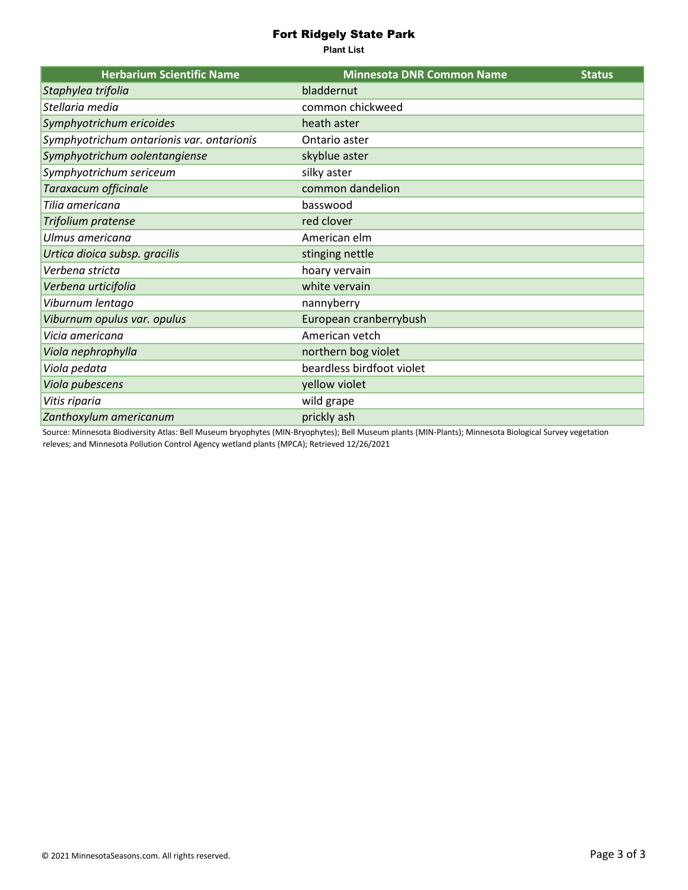# Fort Ridgely State Park

**Plant List**

| Herbarium Scientific Name | Minnesota DNR Common Name | Status |
|---|---|---|
| *Staphylea trifolia* | bladdernut | |
| *Stellaria media* | common chickweed | |
| *Symphyotrichum ericoides* | heath aster | |
| *Symphyotrichum ontarionis var. ontarionis* | Ontario aster | |
| *Symphyotrichum oolentangiense* | skyblue aster | |
| *Symphyotrichum sericeum* | silky aster | |
| *Taraxacum officinale* | common dandelion | |
| *Tilia americana* | basswood | |
| *Trifolium pratense* | red clover | |
| *Ulmus americana* | American elm | |
| *Urtica dioica subsp. gracilis* | stinging nettle | |
| *Verbena stricta* | hoary vervain | |
| *Verbena urticifolia* | white vervain | |
| *Viburnum lentago* | nannyberry | |
| *Viburnum opulus var. opulus* | European cranberrybush | |
| *Vicia americana* | American vetch | |
| *Viola nephrophylla* | northern bog violet | |
| *Viola pedata* | beardless birdfoot violet | |
| *Viola pubescens* | yellow violet | |
| *Vitis riparia* | wild grape | |
| *Zanthoxylum americanum* | prickly ash | |

Source: Minnesota Biodiversity Atlas: Bell Museum bryophytes (MIN-Bryophytes); Bell Museum plants (MIN-Plants); Minnesota Biological Survey vegetation releves; and Minnesota Pollution Control Agency wetland plants (MPCA); Retrieved 12/26/2021

© 2021 MinnesotaSeasons.com. All rights reserved.